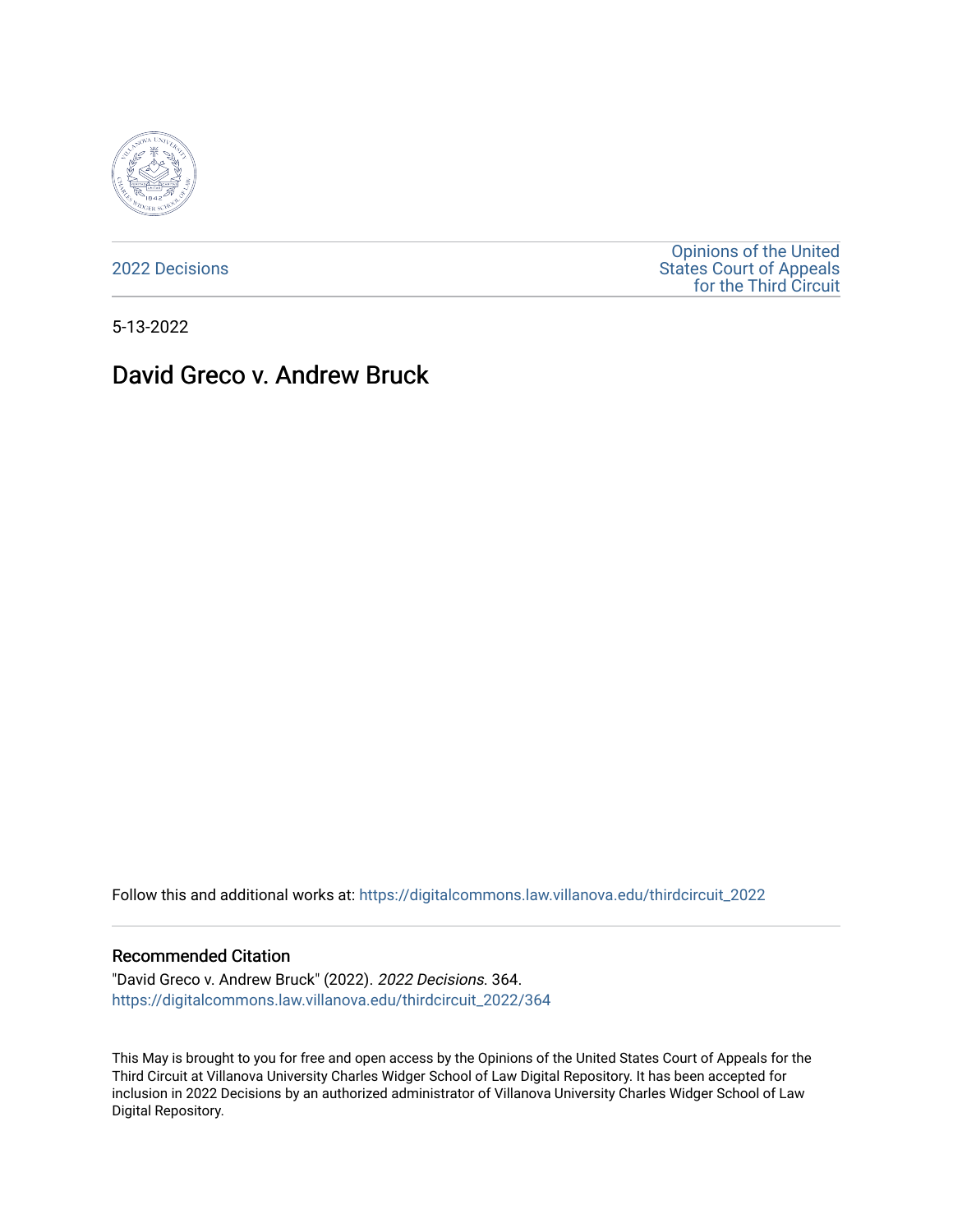2022 Decisions

Opinions of the United States Court of Appeals for the Third Circuit

5-13-2022

# David Greco v. Andrew Bruck

Follow this and additional works at: https://digitalcommons.law.villanova.edu/thirdcircuit_2022

## Recommended Citation

"David Greco v. Andrew Bruck" (2022). *2022 Decisions*. 364.
https://digitalcommons.law.villanova.edu/thirdcircuit_2022/364

This May is brought to you for free and open access by the Opinions of the United States Court of Appeals for the Third Circuit at Villanova University Charles Widger School of Law Digital Repository. It has been accepted for inclusion in 2022 Decisions by an authorized administrator of Villanova University Charles Widger School of Law Digital Repository.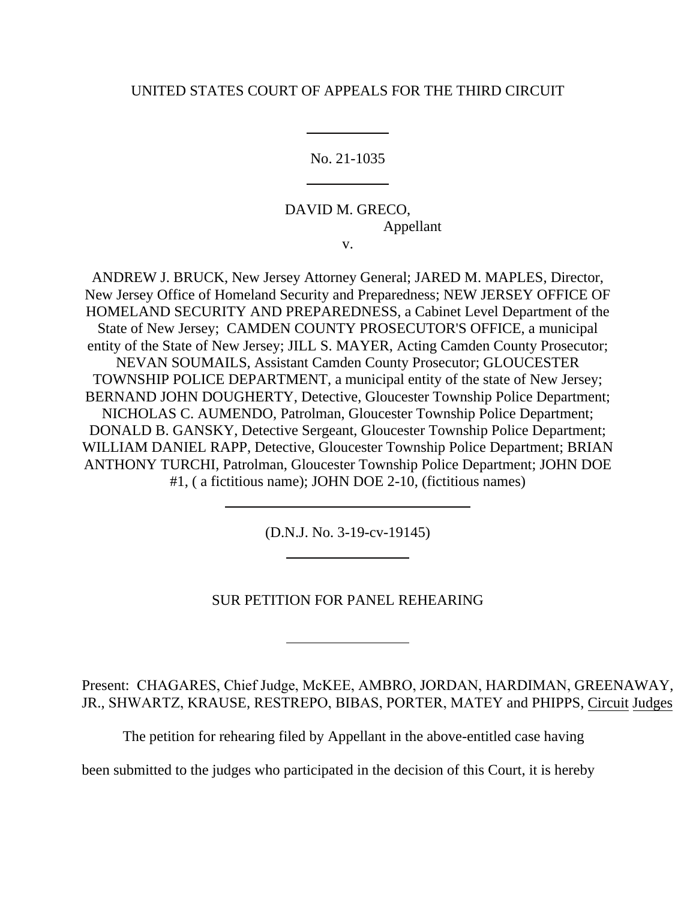UNITED STATES COURT OF APPEALS FOR THE THIRD CIRCUIT

No. 21-1035

DAVID M. GRECO,
Appellant

v.

ANDREW J. BRUCK, New Jersey Attorney General; JARED M. MAPLES, Director, New Jersey Office of Homeland Security and Preparedness; NEW JERSEY OFFICE OF HOMELAND SECURITY AND PREPAREDNESS, a Cabinet Level Department of the State of New Jersey; CAMDEN COUNTY PROSECUTOR'S OFFICE, a municipal entity of the State of New Jersey; JILL S. MAYER, Acting Camden County Prosecutor; NEVAN SOUMAILS, Assistant Camden County Prosecutor; GLOUCESTER TOWNSHIP POLICE DEPARTMENT, a municipal entity of the state of New Jersey; BERNAND JOHN DOUGHERTY, Detective, Gloucester Township Police Department; NICHOLAS C. AUMENDO, Patrolman, Gloucester Township Police Department; DONALD B. GANSKY, Detective Sergeant, Gloucester Township Police Department; WILLIAM DANIEL RAPP, Detective, Gloucester Township Police Department; BRIAN ANTHONY TURCHI, Patrolman, Gloucester Township Police Department; JOHN DOE #1, ( a fictitious name); JOHN DOE 2-10, (fictitious names)

(D.N.J. No. 3-19-cv-19145)

SUR PETITION FOR PANEL REHEARING

Present: CHAGARES, Chief Judge, McKEE, AMBRO, JORDAN, HARDIMAN, GREENAWAY, JR., SHWARTZ, KRAUSE, RESTREPO, BIBAS, PORTER, MATEY and PHIPPS, Circuit Judges

The petition for rehearing filed by Appellant in the above-entitled case having been submitted to the judges who participated in the decision of this Court, it is hereby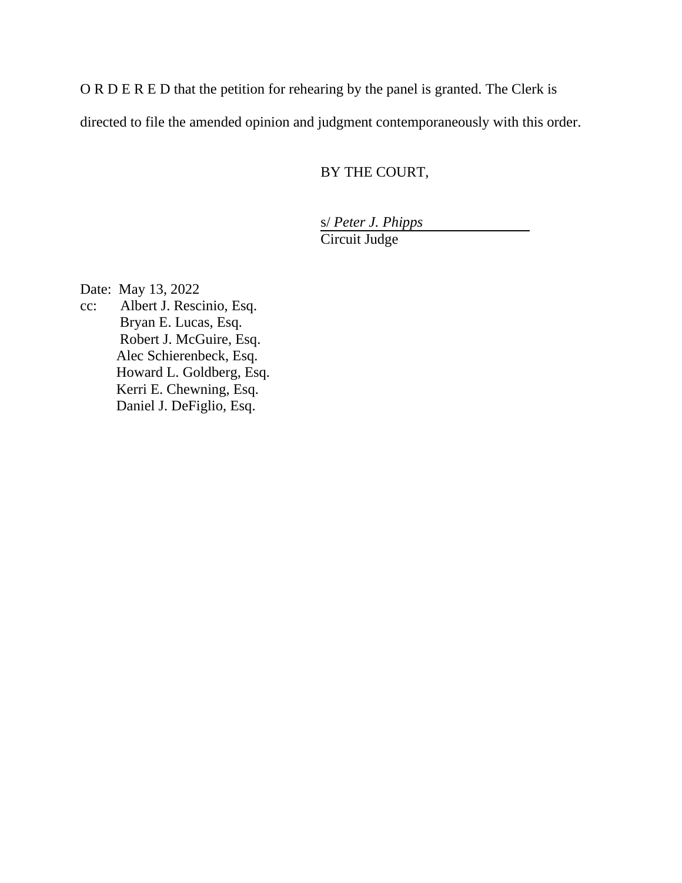O R D E R E D that the petition for rehearing by the panel is granted. The Clerk is directed to file the amended opinion and judgment contemporaneously with this order.

BY THE COURT,

s/ *Peter J. Phipps*
Circuit Judge

Date: May 13, 2022
cc: Albert J. Rescinio, Esq.
Bryan E. Lucas, Esq.
Robert J. McGuire, Esq.
Alec Schierenbeck, Esq.
Howard L. Goldberg, Esq.
Kerri E. Chewning, Esq.
Daniel J. DeFiglio, Esq.